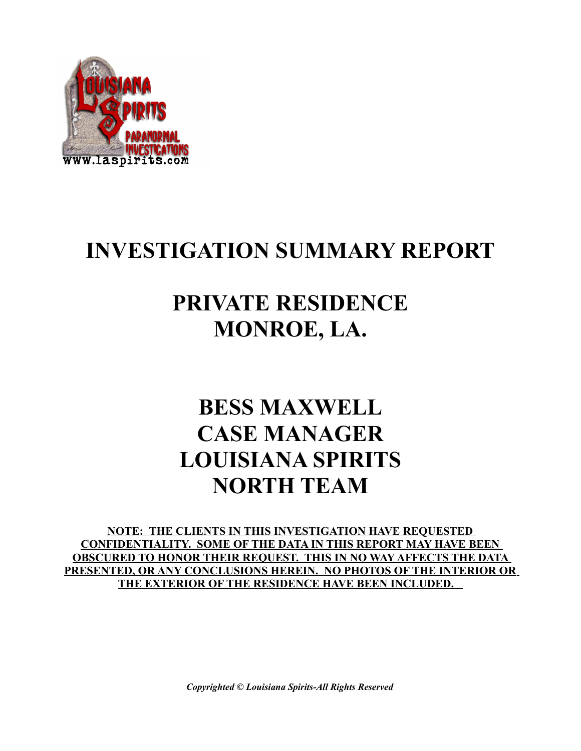# INVESTIGATION SUMMARY REPORT

# PRIVATE RESIDENCE
# MONROE, LA.

## BESS MAXWELL
## CASE MANAGER
## LOUISIANA SPIRITS
## NORTH TEAM

**NOTE: THE CLIENTS IN THIS INVESTIGATION HAVE REQUESTED CONFIDENTIALITY. SOME OF THE DATA IN THIS REPORT MAY HAVE BEEN OBSCURED TO HONOR THEIR REQUEST. THIS IN NO WAY AFFECTS THE DATA PRESENTED, OR ANY CONCLUSIONS HEREIN. NO PHOTOS OF THE INTERIOR OR THE EXTERIOR OF THE RESIDENCE HAVE BEEN INCLUDED.**

*Copyrighted © Louisiana Spirits-All Rights Reserved*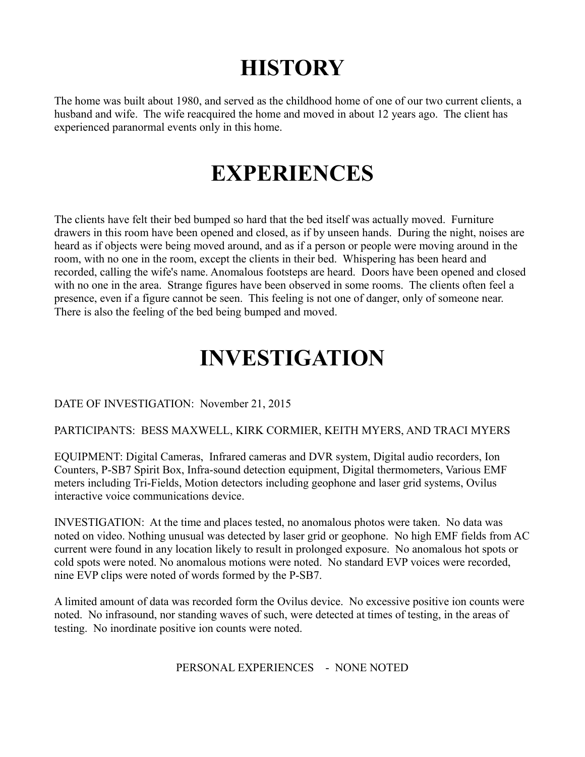# HISTORY

The home was built about 1980, and served as the childhood home of one of our two current clients, a husband and wife. The wife reacquired the home and moved in about 12 years ago. The client has experienced paranormal events only in this home.

# EXPERIENCES

The clients have felt their bed bumped so hard that the bed itself was actually moved. Furniture drawers in this room have been opened and closed, as if by unseen hands. During the night, noises are heard as if objects were being moved around, and as if a person or people were moving around in the room, with no one in the room, except the clients in their bed. Whispering has been heard and recorded, calling the wife's name. Anomalous footsteps are heard. Doors have been opened and closed with no one in the area. Strange figures have been observed in some rooms. The clients often feel a presence, even if a figure cannot be seen. This feeling is not one of danger, only of someone near. There is also the feeling of the bed being bumped and moved.

# INVESTIGATION

DATE OF INVESTIGATION: November 21, 2015

PARTICIPANTS: BESS MAXWELL, KIRK CORMIER, KEITH MYERS, AND TRACI MYERS

EQUIPMENT: Digital Cameras, Infrared cameras and DVR system, Digital audio recorders, Ion Counters, P-SB7 Spirit Box, Infra-sound detection equipment, Digital thermometers, Various EMF meters including Tri-Fields, Motion detectors including geophone and laser grid systems, Ovilus interactive voice communications device.

INVESTIGATION: At the time and places tested, no anomalous photos were taken. No data was noted on video. Nothing unusual was detected by laser grid or geophone. No high EMF fields from AC current were found in any location likely to result in prolonged exposure. No anomalous hot spots or cold spots were noted. No anomalous motions were noted. No standard EVP voices were recorded, nine EVP clips were noted of words formed by the P-SB7.

A limited amount of data was recorded form the Ovilus device. No excessive positive ion counts were noted. No infrasound, nor standing waves of such, were detected at times of testing, in the areas of testing. No inordinate positive ion counts were noted.

PERSONAL EXPERIENCES - NONE NOTED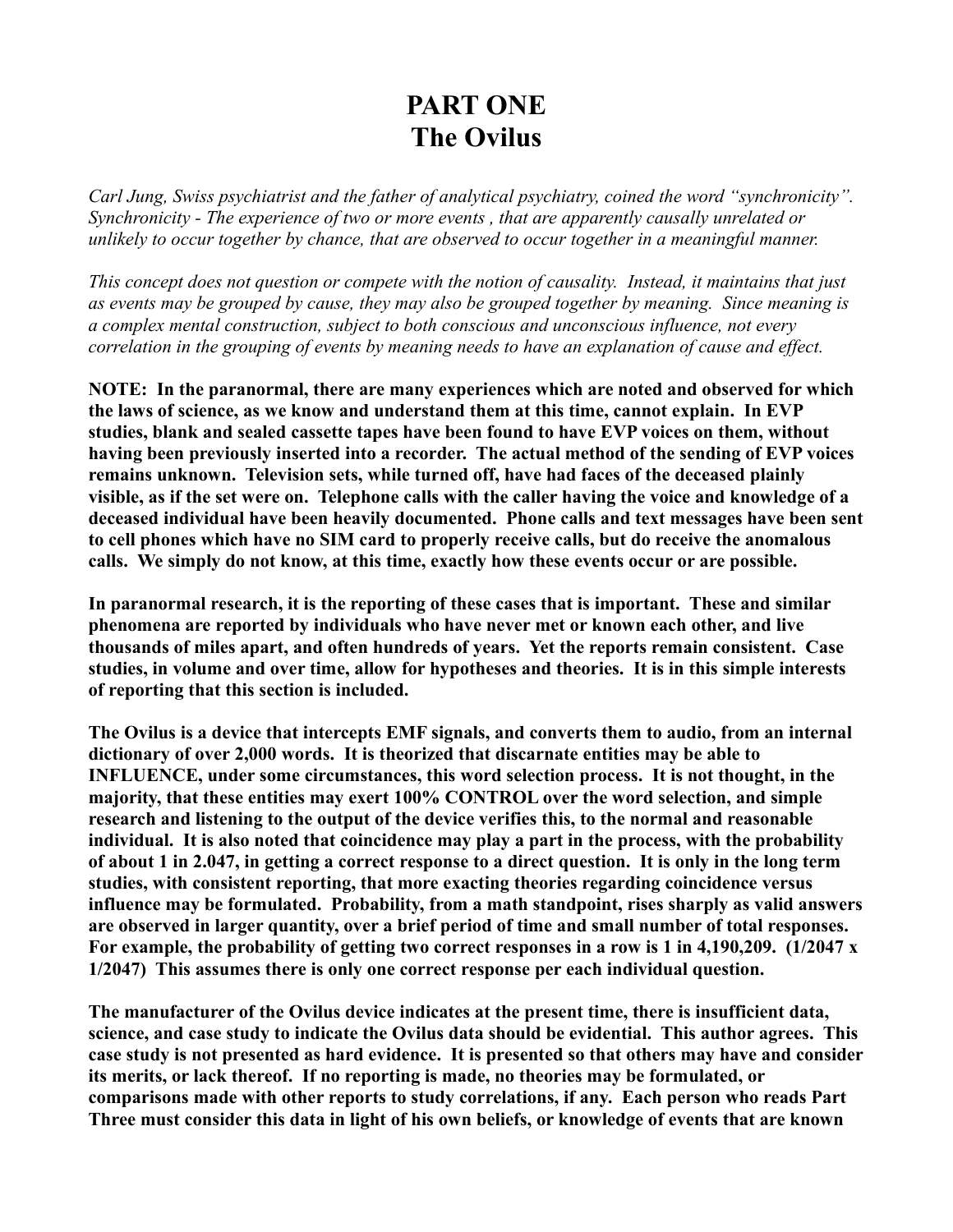# PART ONE
# The Ovilus

*Carl Jung, Swiss psychiatrist and the father of analytical psychiatry, coined the word "synchronicity". Synchronicity - The experience of two or more events , that are apparently causally unrelated or unlikely to occur together by chance, that are observed to occur together in a meaningful manner.*

*This concept does not question or compete with the notion of causality. Instead, it maintains that just as events may be grouped by cause, they may also be grouped together by meaning. Since meaning is a complex mental construction, subject to both conscious and unconscious influence, not every correlation in the grouping of events by meaning needs to have an explanation of cause and effect.*

**NOTE: In the paranormal, there are many experiences which are noted and observed for which the laws of science, as we know and understand them at this time, cannot explain. In EVP studies, blank and sealed cassette tapes have been found to have EVP voices on them, without having been previously inserted into a recorder. The actual method of the sending of EVP voices remains unknown. Television sets, while turned off, have had faces of the deceased plainly visible, as if the set were on. Telephone calls with the caller having the voice and knowledge of a deceased individual have been heavily documented. Phone calls and text messages have been sent to cell phones which have no SIM card to properly receive calls, but do receive the anomalous calls. We simply do not know, at this time, exactly how these events occur or are possible.**

**In paranormal research, it is the reporting of these cases that is important. These and similar phenomena are reported by individuals who have never met or known each other, and live thousands of miles apart, and often hundreds of years. Yet the reports remain consistent. Case studies, in volume and over time, allow for hypotheses and theories. It is in this simple interests of reporting that this section is included.**

**The Ovilus is a device that intercepts EMF signals, and converts them to audio, from an internal dictionary of over 2,000 words. It is theorized that discarnate entities may be able to INFLUENCE, under some circumstances, this word selection process. It is not thought, in the majority, that these entities may exert 100% CONTROL over the word selection, and simple research and listening to the output of the device verifies this, to the normal and reasonable individual. It is also noted that coincidence may play a part in the process, with the probability of about 1 in 2.047, in getting a correct response to a direct question. It is only in the long term studies, with consistent reporting, that more exacting theories regarding coincidence versus influence may be formulated. Probability, from a math standpoint, rises sharply as valid answers are observed in larger quantity, over a brief period of time and small number of total responses. For example, the probability of getting two correct responses in a row is 1 in 4,190,209. (1/2047 x 1/2047) This assumes there is only one correct response per each individual question.**

**The manufacturer of the Ovilus device indicates at the present time, there is insufficient data, science, and case study to indicate the Ovilus data should be evidential. This author agrees. This case study is not presented as hard evidence. It is presented so that others may have and consider its merits, or lack thereof. If no reporting is made, no theories may be formulated, or comparisons made with other reports to study correlations, if any. Each person who reads Part Three must consider this data in light of his own beliefs, or knowledge of events that are known**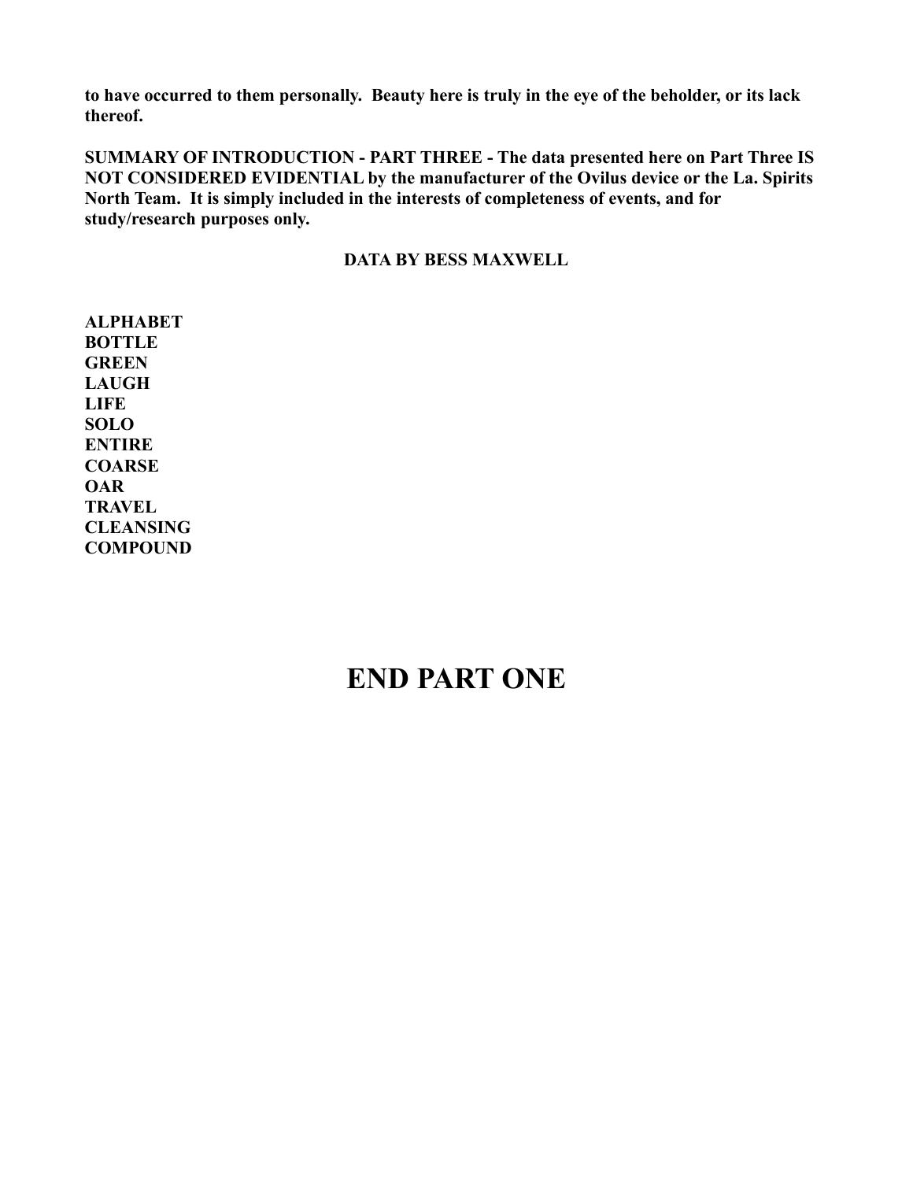**to have occurred to them personally. Beauty here is truly in the eye of the beholder, or its lack thereof.**

**SUMMARY OF INTRODUCTION - PART THREE - The data presented here on Part Three IS NOT CONSIDERED EVIDENTIAL by the manufacturer of the Ovilus device or the La. Spirits North Team. It is simply included in the interests of completeness of events, and for study/research purposes only.**

**DATA BY BESS MAXWELL**

**ALPHABET**
**BOTTLE**
**GREEN**
**LAUGH**
**LIFE**
**SOLO**
**ENTIRE**
**COARSE**
**OAR**
**TRAVEL**
**CLEANSING**
**COMPOUND**

# END PART ONE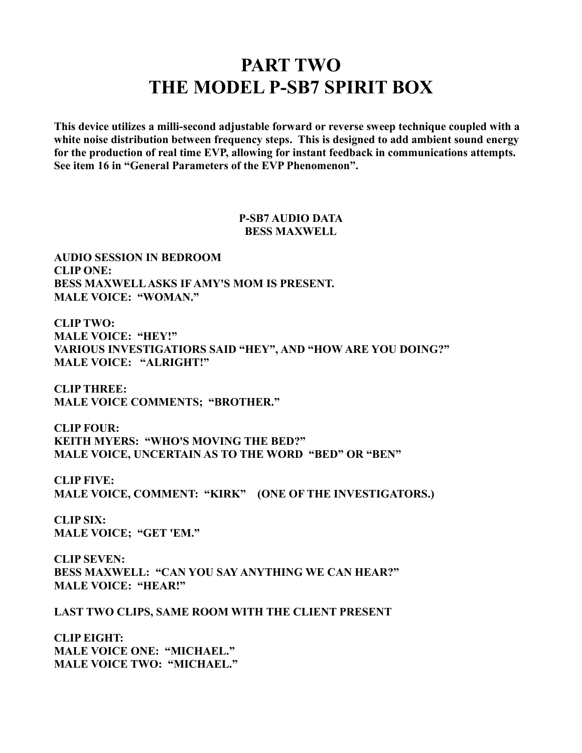# PART TWO
# THE MODEL P-SB7 SPIRIT BOX

**This device utilizes a milli-second adjustable forward or reverse sweep technique coupled with a white noise distribution between frequency steps. This is designed to add ambient sound energy for the production of real time EVP, allowing for instant feedback in communications attempts. See item 16 in "General Parameters of the EVP Phenomenon".**

### P-SB7 AUDIO DATA
### BESS MAXWELL

**AUDIO SESSION IN BEDROOM**
**CLIP ONE:**
**BESS MAXWELL ASKS IF AMY'S MOM IS PRESENT.**
**MALE VOICE: "WOMAN."**

**CLIP TWO:**
**MALE VOICE: "HEY!"**
**VARIOUS INVESTIGATIORS SAID "HEY", AND "HOW ARE YOU DOING?"**
**MALE VOICE: "ALRIGHT!"**

**CLIP THREE:**
**MALE VOICE COMMENTS; "BROTHER."**

**CLIP FOUR:**
**KEITH MYERS: "WHO'S MOVING THE BED?"**
**MALE VOICE, UNCERTAIN AS TO THE WORD "BED" OR "BEN"**

**CLIP FIVE:**
**MALE VOICE, COMMENT: "KIRK" (ONE OF THE INVESTIGATORS.)**

**CLIP SIX:**
**MALE VOICE; "GET 'EM."**

**CLIP SEVEN:**
**BESS MAXWELL: "CAN YOU SAY ANYTHING WE CAN HEAR?"**
**MALE VOICE: "HEAR!"**

**LAST TWO CLIPS, SAME ROOM WITH THE CLIENT PRESENT**

**CLIP EIGHT:**
**MALE VOICE ONE: "MICHAEL."**
**MALE VOICE TWO: "MICHAEL."**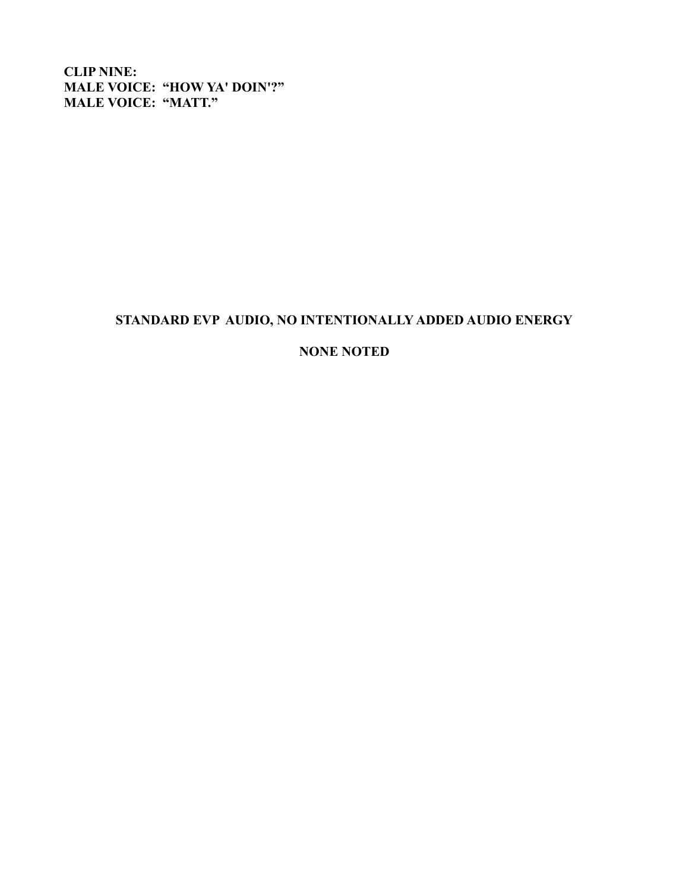**CLIP NINE:**
**MALE VOICE: "HOW YA' DOIN'?"**
**MALE VOICE: "MATT."**

**STANDARD EVP AUDIO, NO INTENTIONALLY ADDED AUDIO ENERGY**

**NONE NOTED**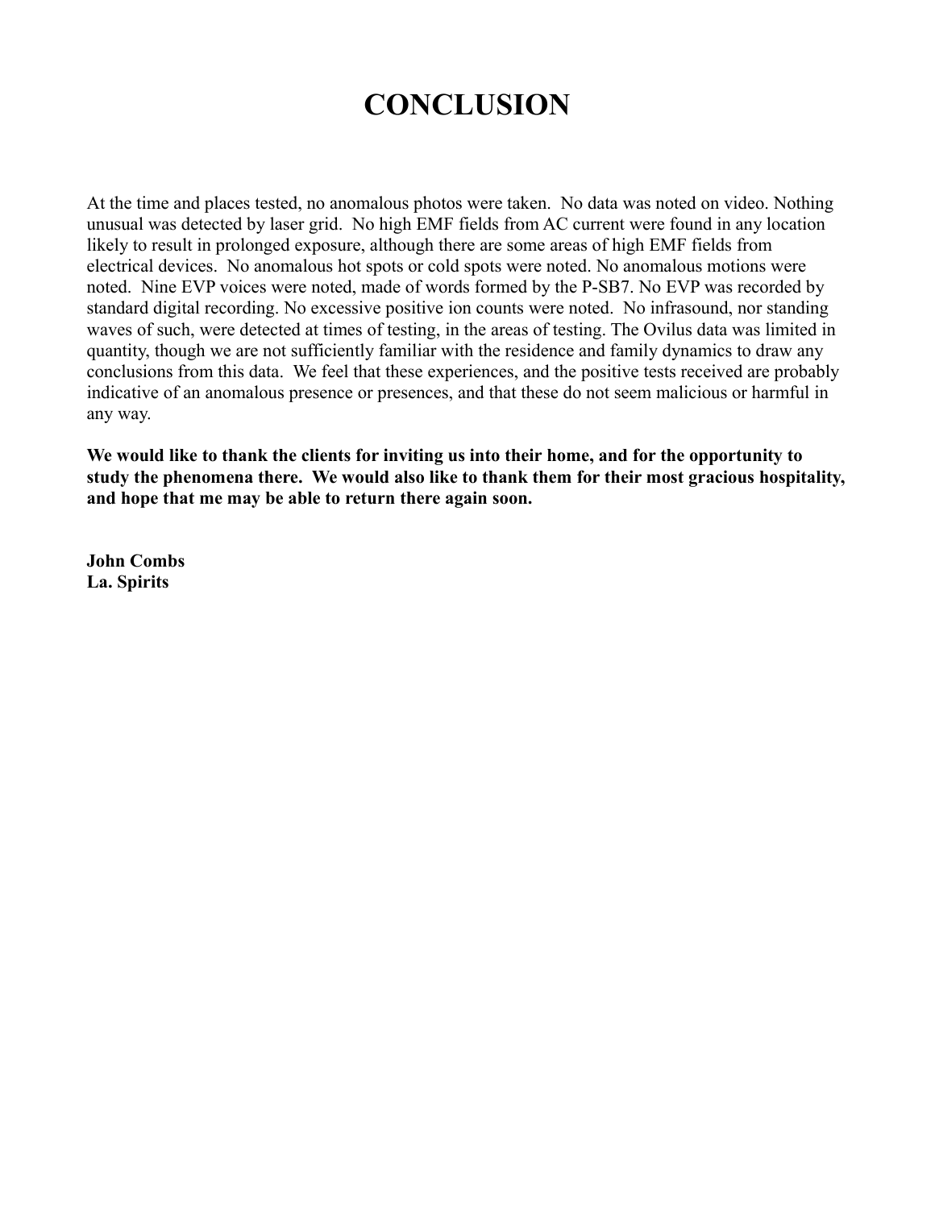# CONCLUSION

At the time and places tested, no anomalous photos were taken. No data was noted on video. Nothing unusual was detected by laser grid. No high EMF fields from AC current were found in any location likely to result in prolonged exposure, although there are some areas of high EMF fields from electrical devices. No anomalous hot spots or cold spots were noted. No anomalous motions were noted. Nine EVP voices were noted, made of words formed by the P-SB7. No EVP was recorded by standard digital recording. No excessive positive ion counts were noted. No infrasound, nor standing waves of such, were detected at times of testing, in the areas of testing. The Ovilus data was limited in quantity, though we are not sufficiently familiar with the residence and family dynamics to draw any conclusions from this data. We feel that these experiences, and the positive tests received are probably indicative of an anomalous presence or presences, and that these do not seem malicious or harmful in any way.

**We would like to thank the clients for inviting us into their home, and for the opportunity to study the phenomena there. We would also like to thank them for their most gracious hospitality, and hope that me may be able to return there again soon.**

**John Combs**
**La. Spirits**